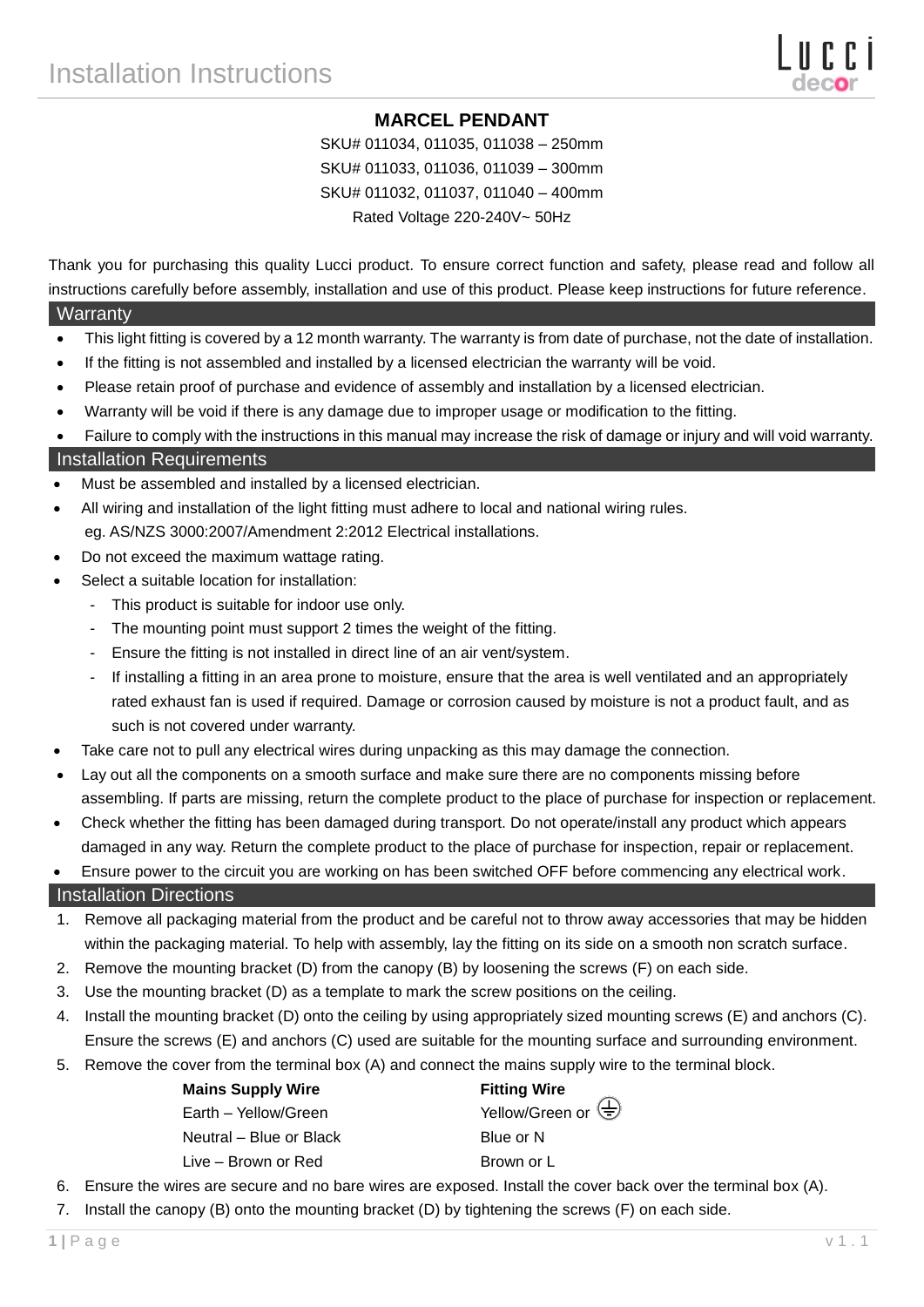# Installation Instructions

## MARCEL PENDANT

SKU# 011034, 011035, 011038 – 250mm
SKU# 011033, 011036, 011039 – 300mm
SKU# 011032, 011037, 011040 – 400mm
Rated Voltage 220-240V~ 50Hz

Thank you for purchasing this quality Lucci product. To ensure correct function and safety, please read and follow all instructions carefully before assembly, installation and use of this product. Please keep instructions for future reference.

## Warranty

- This light fitting is covered by a 12 month warranty. The warranty is from date of purchase, not the date of installation.
- If the fitting is not assembled and installed by a licensed electrician the warranty will be void.
- Please retain proof of purchase and evidence of assembly and installation by a licensed electrician.
- Warranty will be void if there is any damage due to improper usage or modification to the fitting.
- Failure to comply with the instructions in this manual may increase the risk of damage or injury and will void warranty.

## Installation Requirements

- Must be assembled and installed by a licensed electrician.
- All wiring and installation of the light fitting must adhere to local and national wiring rules.
  eg. AS/NZS 3000:2007/Amendment 2:2012 Electrical installations.
- Do not exceed the maximum wattage rating.
- Select a suitable location for installation:
  - This product is suitable for indoor use only.
  - The mounting point must support 2 times the weight of the fitting.
  - Ensure the fitting is not installed in direct line of an air vent/system.
  - If installing a fitting in an area prone to moisture, ensure that the area is well ventilated and an appropriately rated exhaust fan is used if required. Damage or corrosion caused by moisture is not a product fault, and as such is not covered under warranty.
- Take care not to pull any electrical wires during unpacking as this may damage the connection.
- Lay out all the components on a smooth surface and make sure there are no components missing before assembling. If parts are missing, return the complete product to the place of purchase for inspection or replacement.
- Check whether the fitting has been damaged during transport. Do not operate/install any product which appears damaged in any way. Return the complete product to the place of purchase for inspection, repair or replacement.
- Ensure power to the circuit you are working on has been switched OFF before commencing any electrical work.

## Installation Directions

1. Remove all packaging material from the product and be careful not to throw away accessories that may be hidden within the packaging material. To help with assembly, lay the fitting on its side on a smooth non scratch surface.
2. Remove the mounting bracket (D) from the canopy (B) by loosening the screws (F) on each side.
3. Use the mounting bracket (D) as a template to mark the screw positions on the ceiling.
4. Install the mounting bracket (D) onto the ceiling by using appropriately sized mounting screws (E) and anchors (C). Ensure the screws (E) and anchors (C) used are suitable for the mounting surface and surrounding environment.
5. Remove the cover from the terminal box (A) and connect the mains supply wire to the terminal block.

| Mains Supply Wire | Fitting Wire |
|---|---|
| Earth – Yellow/Green | Yellow/Green or ⏚ |
| Neutral – Blue or Black | Blue or N |
| Live – Brown or Red | Brown or L |

6. Ensure the wires are secure and no bare wires are exposed. Install the cover back over the terminal box (A).
7. Install the canopy (B) onto the mounting bracket (D) by tightening the screws (F) on each side.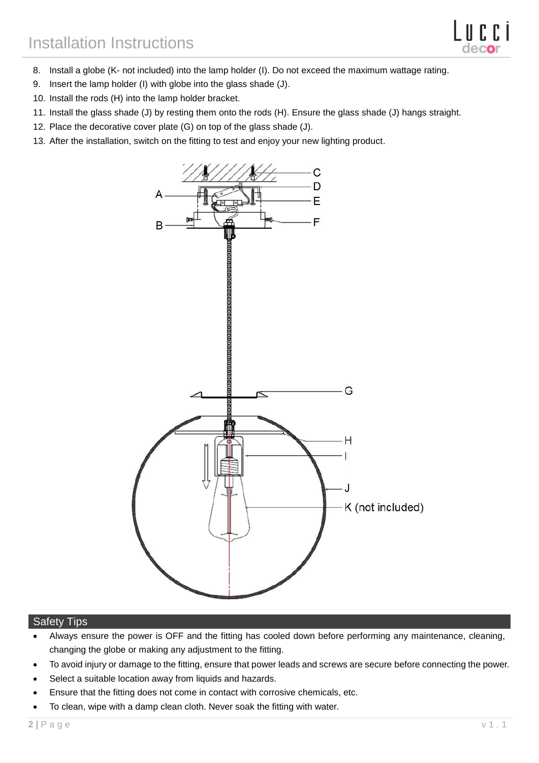8. Install a globe (K- not included) into the lamp holder (I). Do not exceed the maximum wattage rating.
9. Insert the lamp holder (I) with globe into the glass shade (J).
10. Install the rods (H) into the lamp holder bracket.
11. Install the glass shade (J) by resting them onto the rods (H). Ensure the glass shade (J) hangs straight.
12. Place the decorative cover plate (G) on top of the glass shade (J).
13. After the installation, switch on the fitting to test and enjoy your new lighting product.

## Safety Tips

- Always ensure the power is OFF and the fitting has cooled down before performing any maintenance, cleaning, changing the globe or making any adjustment to the fitting.
- To avoid injury or damage to the fitting, ensure that power leads and screws are secure before connecting the power.
- Select a suitable location away from liquids and hazards.
- Ensure that the fitting does not come in contact with corrosive chemicals, etc.
- To clean, wipe with a damp clean cloth. Never soak the fitting with water.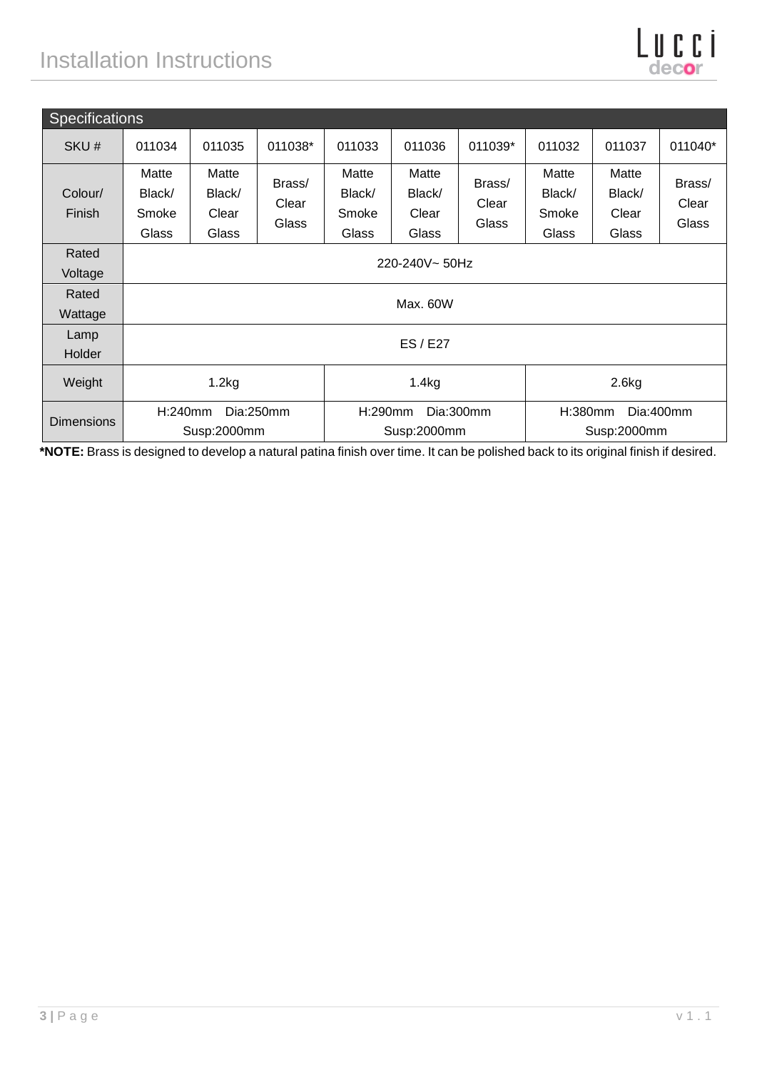## Specifications

| SKU # | 011034 | 011035 | 011038* | 011033 | 011036 | 011039* | 011032 | 011037 | 011040* |
|---|---|---|---|---|---|---|---|---|---|
| Colour/ Finish | Matte Black/ Smoke Glass | Matte Black/ Clear Glass | Brass/ Clear Glass | Matte Black/ Smoke Glass | Matte Black/ Clear Glass | Brass/ Clear Glass | Matte Black/ Smoke Glass | Matte Black/ Clear Glass | Brass/ Clear Glass |
| Rated Voltage | 220-240V~ 50Hz | | | | | | | | |
| Rated Wattage | Max. 60W | | | | | | | | |
| Lamp Holder | ES / E27 | | | | | | | | |
| Weight | 1.2kg | | | 1.4kg | | | 2.6kg | | |
| Dimensions | H:240mm Dia:250mm Susp:2000mm | | | H:290mm Dia:300mm Susp:2000mm | | | H:380mm Dia:400mm Susp:2000mm | | |

***NOTE:** Brass is designed to develop a natural patina finish over time. It can be polished back to its original finish if desired.